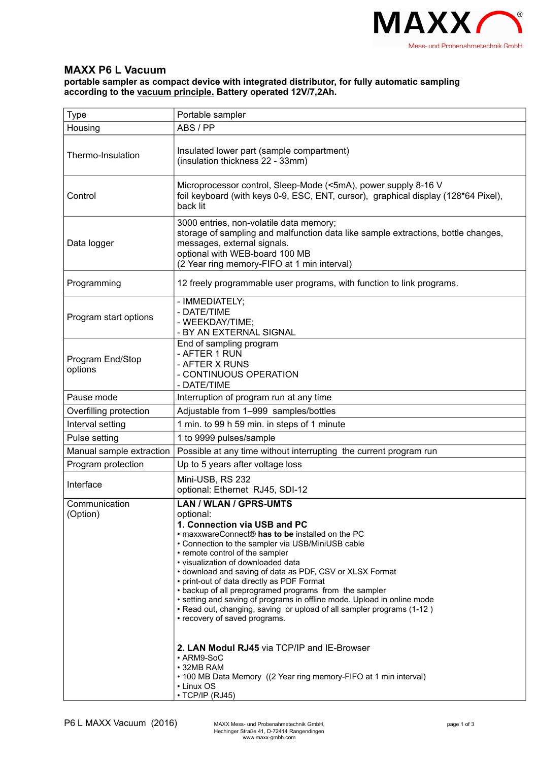# MAXX P6 L Vacuum

**portable sampler as compact device with integrated distributor, for fully automatic sampling according to the vacuum principle. Battery operated 12V/7,2Ah.**

| Type | Portable sampler |
|---|---|
| Housing | ABS / PP |
| Thermo-Insulation | Insulated lower part (sample compartment)<br>(insulation thickness 22 - 33mm) |
| Control | Microprocessor control, Sleep-Mode (<5mA), power supply 8-16 V<br>foil keyboard (with keys 0-9, ESC, ENT, cursor), graphical display (128*64 Pixel), back lit |
| Data logger | 3000 entries, non-volatile data memory;<br>storage of sampling and malfunction data like sample extractions, bottle changes, messages, external signals.<br>optional with WEB-board 100 MB<br>(2 Year ring memory-FIFO at 1 min interval) |
| Programming | 12 freely programmable user programs, with function to link programs. |
| Program start options | - IMMEDIATELY;<br>- DATE/TIME<br>- WEEKDAY/TIME;<br>- BY AN EXTERNAL SIGNAL |
| Program End/Stop options | End of sampling program<br>- AFTER 1 RUN<br>- AFTER X RUNS<br>- CONTINUOUS OPERATION<br>- DATE/TIME |
| Pause mode | Interruption of program run at any time |
| Overfilling protection | Adjustable from 1–999 samples/bottles |
| Interval setting | 1 min. to 99 h 59 min. in steps of 1 minute |
| Pulse setting | 1 to 9999 pulses/sample |
| Manual sample extraction | Possible at any time without interrupting the current program run |
| Program protection | Up to 5 years after voltage loss |
| Interface | Mini-USB, RS 232<br>optional: Ethernet RJ45, SDI-12 |
| Communication (Option) | **LAN / WLAN / GPRS-UMTS**<br>optional:<br>**1. Connection via USB and PC**<br>• maxxwareConnect® **has to be** installed on the PC<br>• Connection to the sampler via USB/MiniUSB cable<br>• remote control of the sampler<br>• visualization of downloaded data<br>• download and saving of data as PDF, CSV or XLSX Format<br>• print-out of data directly as PDF Format<br>• backup of all preprogramed programs from the sampler<br>• setting and saving of programs in offline mode. Upload in online mode<br>• Read out, changing, saving or upload of all sampler programs (1-12 )<br>• recovery of saved programs.<br><br>**2. LAN Modul RJ45** via TCP/IP and IE-Browser<br>• ARM9-SoC<br>• 32MB RAM<br>• 100 MB Data Memory ((2 Year ring memory-FIFO at 1 min interval)<br>• Linux OS<br>• TCP/IP (RJ45) |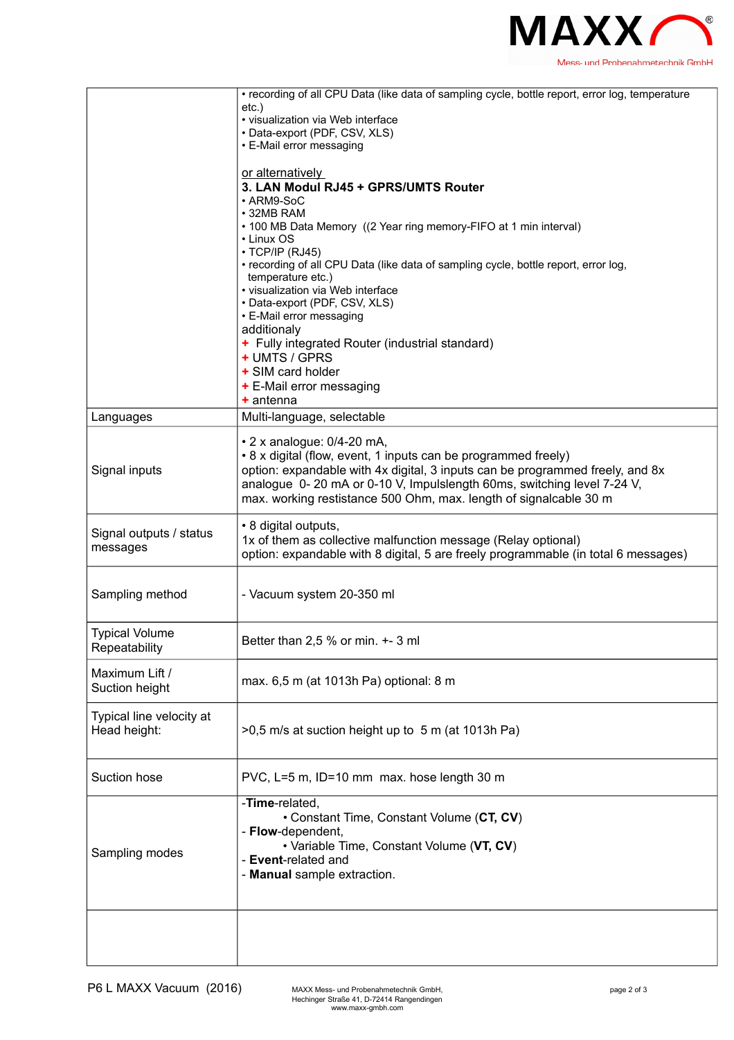| | |
|---|---|
| | • recording of all CPU Data (like data of sampling cycle, bottle report, error log, temperature etc.)<br>• visualization via Web interface<br>• Data-export (PDF, CSV, XLS)<br>• E-Mail error messaging<br><br>or alternatively<br>**3. LAN Modul RJ45 + GPRS/UMTS Router**<br>• ARM9-SoC<br>• 32MB RAM<br>• 100 MB Data Memory ((2 Year ring memory-FIFO at 1 min interval)<br>• Linux OS<br>• TCP/IP (RJ45)<br>• recording of all CPU Data (like data of sampling cycle, bottle report, error log, temperature etc.)<br>• visualization via Web interface<br>• Data-export (PDF, CSV, XLS)<br>• E-Mail error messaging<br>additionaly<br>+ Fully integrated Router (industrial standard)<br>+ UMTS / GPRS<br>+ SIM card holder<br>+ E-Mail error messaging<br>+ antenna |
| Languages | Multi-language, selectable |
| Signal inputs | • 2 x analogue: 0/4-20 mA,<br>• 8 x digital (flow, event, 1 inputs can be programmed freely)<br>option: expandable with 4x digital, 3 inputs can be programmed freely, and 8x analogue 0- 20 mA or 0-10 V, Impulslength 60ms, switching level 7-24 V, max. working restistance 500 Ohm, max. length of signalcable 30 m |
| Signal outputs / status messages | • 8 digital outputs,<br>1x of them as collective malfunction message (Relay optional)<br>option: expandable with 8 digital, 5 are freely programmable (in total 6 messages) |
| Sampling method | - Vacuum system 20-350 ml |
| Typical Volume Repeatability | Better than 2,5 % or min. +- 3 ml |
| Maximum Lift / Suction height | max. 6,5 m (at 1013h Pa) optional: 8 m |
| Typical line velocity at Head height: | >0,5 m/s at suction height up to 5 m (at 1013h Pa) |
| Suction hose | PVC, L=5 m, ID=10 mm max. hose length 30 m |
| Sampling modes | -**Time**-related,<br>• Constant Time, Constant Volume (**CT, CV**)<br>- **Flow**-dependent,<br>• Variable Time, Constant Volume (**VT, CV**)<br>- **Event**-related and<br>- **Manual** sample extraction. |
| | |

P6 L MAXX Vacuum (2016)

MAXX Mess- und Probenahmetechnik GmbH, Hechinger Straße 41, D-72414 Rangendingen www.maxx-gmbh.com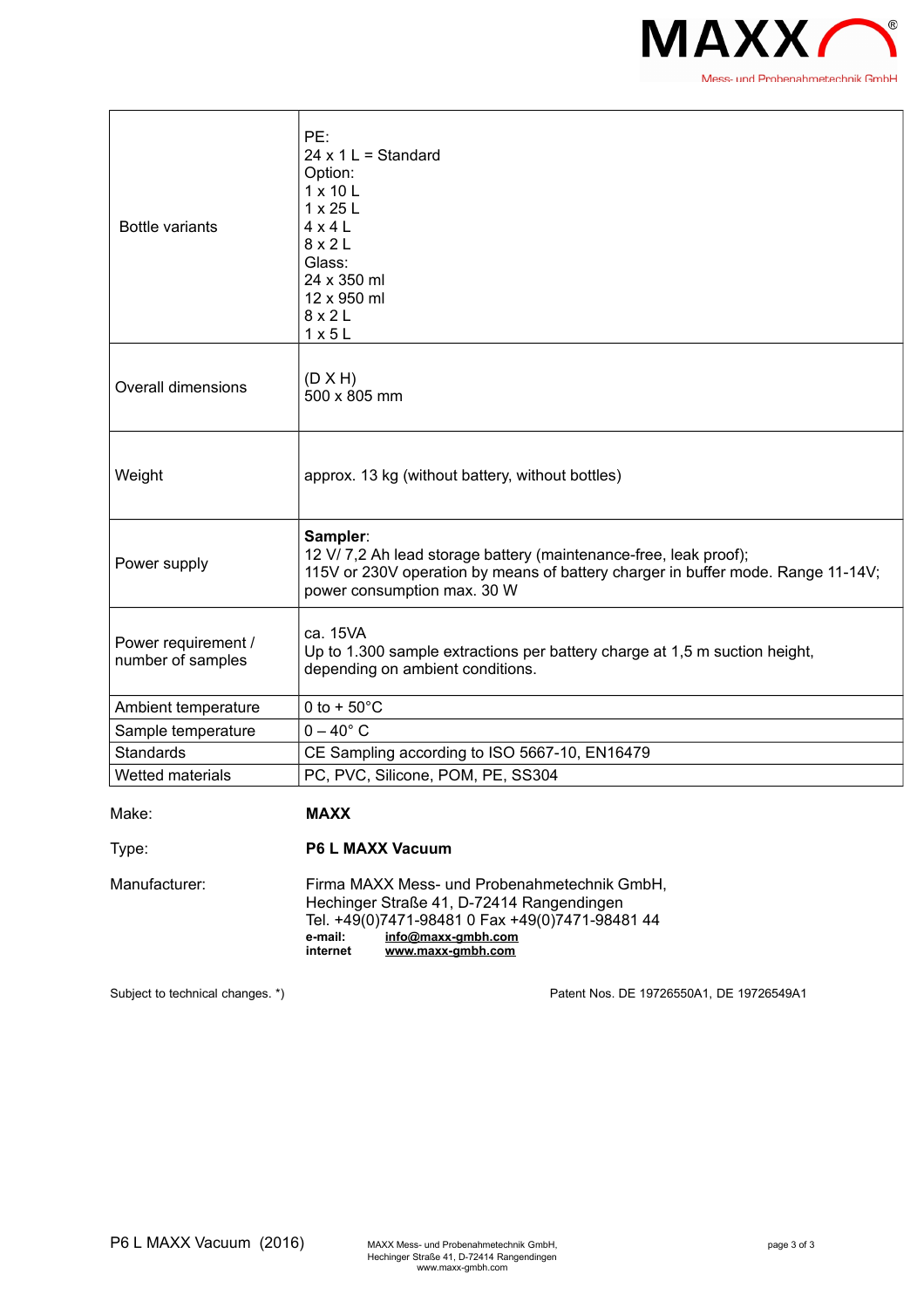| | |
|---|---|
| Bottle variants | PE:<br>24 x 1 L = Standard<br>Option:<br>1 x 10 L<br>1 x 25 L<br>4 x 4 L<br>8 x 2 L<br>Glass:<br>24 x 350 ml<br>12 x 950 ml<br>8 x 2 L<br>1 x 5 L |
| Overall dimensions | (D X H)<br>500 x 805 mm |
| Weight | approx. 13 kg (without battery, without bottles) |
| Power supply | **Sampler**:<br>12 V/ 7,2 Ah lead storage battery (maintenance-free, leak proof);<br>115V or 230V operation by means of battery charger in buffer mode. Range 11-14V; power consumption max. 30 W |
| Power requirement / number of samples | ca. 15VA<br>Up to 1.300 sample extractions per battery charge at 1,5 m suction height, depending on ambient conditions. |
| Ambient temperature | 0 to + 50°C |
| Sample temperature | 0 – 40° C |
| Standards | CE Sampling according to ISO 5667-10, EN16479 |
| Wetted materials | PC, PVC, Silicone, POM, PE, SS304 |

Make: **MAXX**

Type: **P6 L MAXX Vacuum**

Manufacturer: Firma MAXX Mess- und Probenahmetechnik GmbH,
Hechinger Straße 41, D-72414 Rangendingen
Tel. +49(0)7471-98481 0 Fax +49(0)7471-98481 44
**e-mail:** **info@maxx-gmbh.com**
**internet** **www.maxx-gmbh.com**

Subject to technical changes. *)

Patent Nos. DE 19726550A1, DE 19726549A1